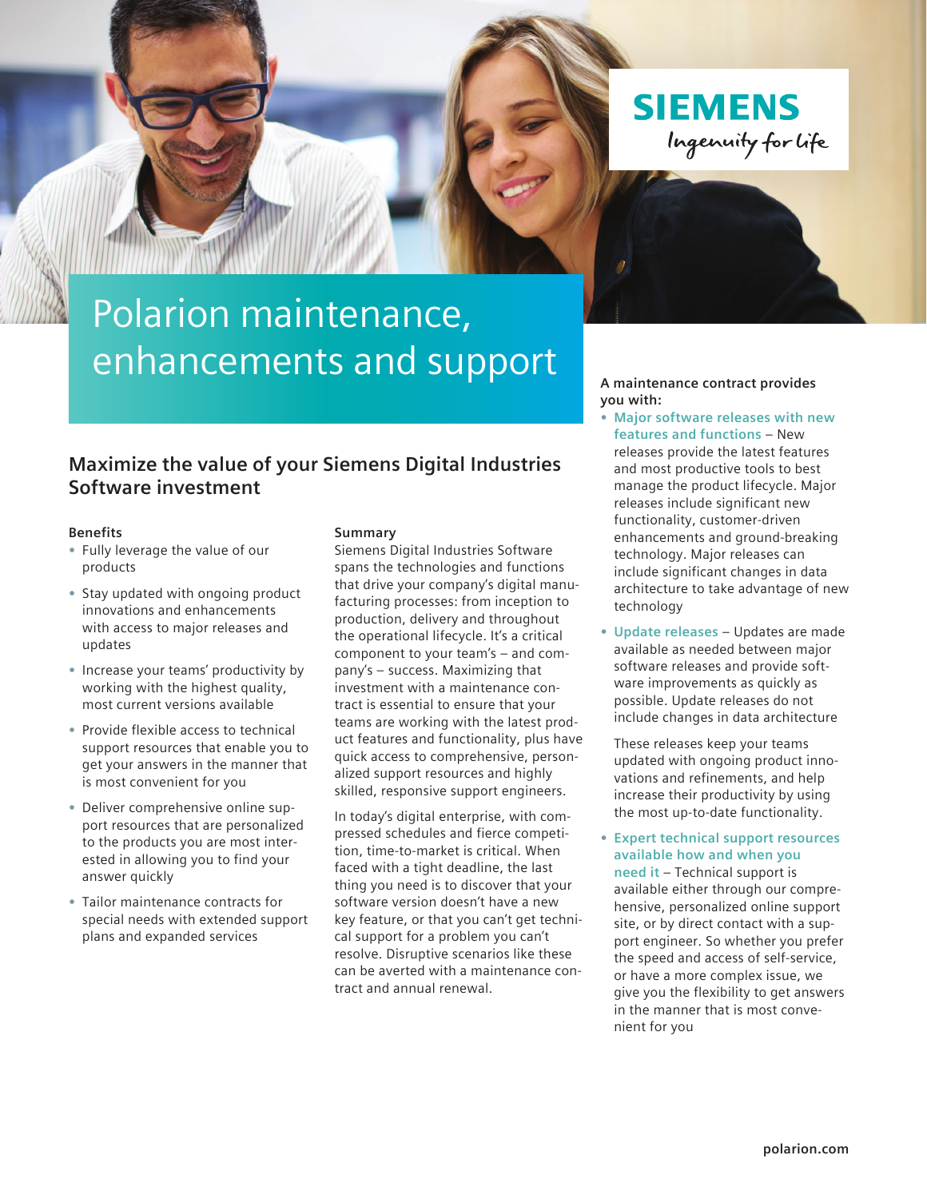SIEMENS

Ingenuity for life

# Polarion maintenance, enhancements and support

## Maximize the value of your Siemens Digital Industries Software investment

### Benefits

- Fully leverage the value of our products
- Stay updated with ongoing product innovations and enhancements with access to major releases and updates
- Increase your teams' productivity by working with the highest quality, most current versions available
- Provide flexible access to technical support resources that enable you to get your answers in the manner that is most convenient for you
- Deliver comprehensive online support resources that are personalized to the products you are most interested in allowing you to find your answer quickly
- Tailor maintenance contracts for special needs with extended support plans and expanded services

### Summary

Siemens Digital Industries Software spans the technologies and functions that drive your company's digital manufacturing processes: from inception to production, delivery and throughout the operational lifecycle. It's a critical component to your team's – and company's – success. Maximizing that investment with a maintenance contract is essential to ensure that your teams are working with the latest product features and functionality, plus have quick access to comprehensive, personalized support resources and highly skilled, responsive support engineers.

In today's digital enterprise, with compressed schedules and fierce competition, time-to-market is critical. When faced with a tight deadline, the last thing you need is to discover that your software version doesn't have a new key feature, or that you can't get technical support for a problem you can't resolve. Disruptive scenarios like these can be averted with a maintenance contract and annual renewal.

**A maintenance contract provides you with:**

- **Major software releases with new features and functions** – New releases provide the latest features and most productive tools to best manage the product lifecycle. Major releases include significant new functionality, customer-driven enhancements and ground-breaking technology. Major releases can include significant changes in data architecture to take advantage of new technology
- **Update releases** – Updates are made available as needed between major software releases and provide software improvements as quickly as possible. Update releases do not include changes in data architecture

  These releases keep your teams updated with ongoing product innovations and refinements, and help increase their productivity by using the most up-to-date functionality.

- **Expert technical support resources available how and when you need it** – Technical support is available either through our comprehensive, personalized online support site, or by direct contact with a support engineer. So whether you prefer the speed and access of self-service, or have a more complex issue, we give you the flexibility to get answers in the manner that is most convenient for you

polarion.com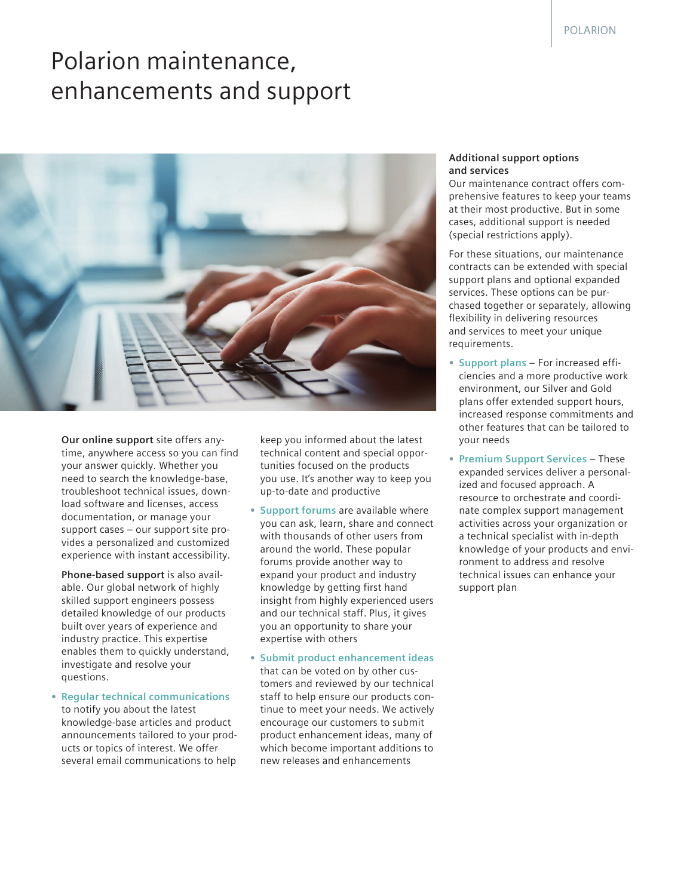# Polarion maintenance, enhancements and support

**Our online support** site offers anytime, anywhere access so you can find your answer quickly. Whether you need to search the knowledge-base, troubleshoot technical issues, download software and licenses, access documentation, or manage your support cases – our support site provides a personalized and customized experience with instant accessibility.

**Phone-based support** is also available. Our global network of highly skilled support engineers possess detailed knowledge of our products built over years of experience and industry practice. This expertise enables them to quickly understand, investigate and resolve your questions.

- **Regular technical communications** to notify you about the latest knowledge-base articles and product announcements tailored to your products or topics of interest. We offer several email communications to help keep you informed about the latest technical content and special opportunities focused on the products you use. It's another way to keep you up-to-date and productive
- **Support forums** are available where you can ask, learn, share and connect with thousands of other users from around the world. These popular forums provide another way to expand your product and industry knowledge by getting first hand insight from highly experienced users and our technical staff. Plus, it gives you an opportunity to share your expertise with others
- **Submit product enhancement ideas** that can be voted on by other customers and reviewed by our technical staff to help ensure our products continue to meet your needs. We actively encourage our customers to submit product enhancement ideas, many of which become important additions to new releases and enhancements

**Additional support options and services**

Our maintenance contract offers comprehensive features to keep your teams at their most productive. But in some cases, additional support is needed (special restrictions apply).

For these situations, our maintenance contracts can be extended with special support plans and optional expanded services. These options can be purchased together or separately, allowing flexibility in delivering resources and services to meet your unique requirements.

- **Support plans** – For increased efficiencies and a more productive work environment, our Silver and Gold plans offer extended support hours, increased response commitments and other features that can be tailored to your needs
- **Premium Support Services** – These expanded services deliver a personalized and focused approach. A resource to orchestrate and coordinate complex support management activities across your organization or a technical specialist with in-depth knowledge of your products and environment to address and resolve technical issues can enhance your support plan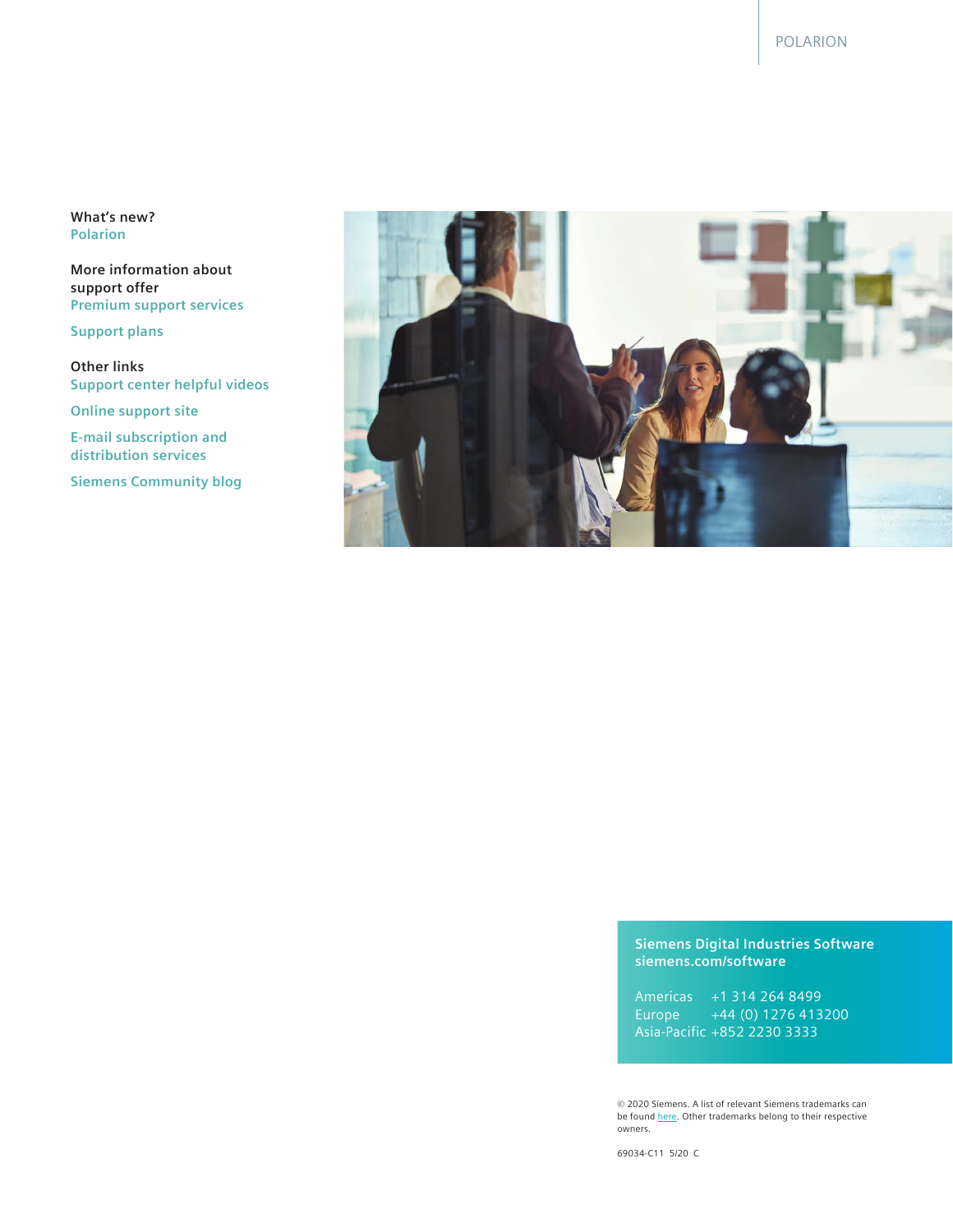**What's new?**
Polarion

**More information about support offer**
Premium support services

Support plans

**Other links**
Support center helpful videos

Online support site

E-mail subscription and distribution services

Siemens Community blog

**Siemens Digital Industries Software**
**siemens.com/software**

Americas +1 314 264 8499
Europe +44 (0) 1276 413200
Asia-Pacific +852 2230 3333

© 2020 Siemens. A list of relevant Siemens trademarks can be found here. Other trademarks belong to their respective owners.

69034-C11 5/20 C